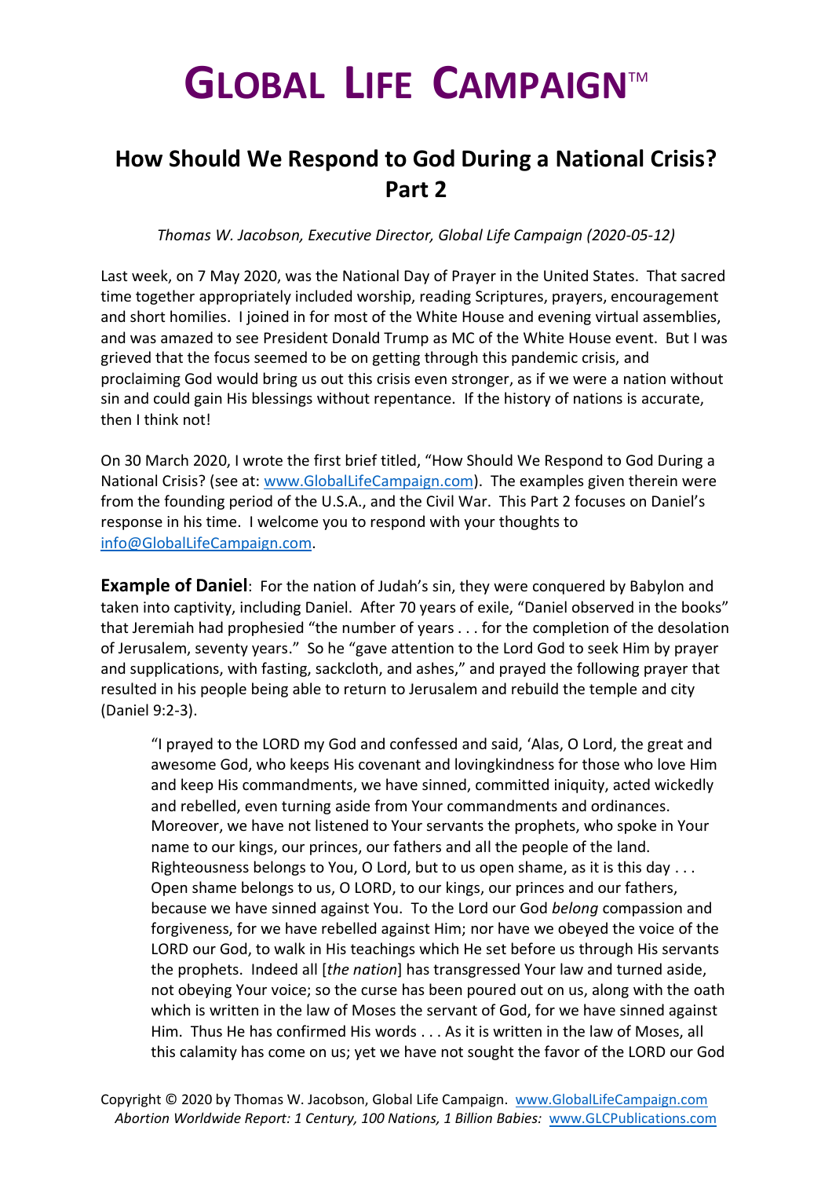# GLOBAL LIFE CAMPAIGN™

## How Should We Respond to God During a National Crisis? Part 2

*Thomas W. Jacobson, Executive Director, Global Life Campaign (2020-05-12)*

Last week, on 7 May 2020, was the National Day of Prayer in the United States. That sacred time together appropriately included worship, reading Scriptures, prayers, encouragement and short homilies. I joined in for most of the White House and evening virtual assemblies, and was amazed to see President Donald Trump as MC of the White House event. But I was grieved that the focus seemed to be on getting through this pandemic crisis, and proclaiming God would bring us out this crisis even stronger, as if we were a nation without sin and could gain His blessings without repentance. If the history of nations is accurate, then I think not!

On 30 March 2020, I wrote the first brief titled, "How Should We Respond to God During a National Crisis? (see at: www.GlobalLifeCampaign.com). The examples given therein were from the founding period of the U.S.A., and the Civil War. This Part 2 focuses on Daniel's response in his time. I welcome you to respond with your thoughts to info@GlobalLifeCampaign.com.

**Example of Daniel**: For the nation of Judah's sin, they were conquered by Babylon and taken into captivity, including Daniel. After 70 years of exile, "Daniel observed in the books" that Jeremiah had prophesied "the number of years . . . for the completion of the desolation of Jerusalem, seventy years." So he "gave attention to the Lord God to seek Him by prayer and supplications, with fasting, sackcloth, and ashes," and prayed the following prayer that resulted in his people being able to return to Jerusalem and rebuild the temple and city (Daniel 9:2-3).

> "I prayed to the LORD my God and confessed and said, 'Alas, O Lord, the great and awesome God, who keeps His covenant and lovingkindness for those who love Him and keep His commandments, we have sinned, committed iniquity, acted wickedly and rebelled, even turning aside from Your commandments and ordinances. Moreover, we have not listened to Your servants the prophets, who spoke in Your name to our kings, our princes, our fathers and all the people of the land. Righteousness belongs to You, O Lord, but to us open shame, as it is this day . . . Open shame belongs to us, O LORD, to our kings, our princes and our fathers, because we have sinned against You. To the Lord our God *belong* compassion and forgiveness, for we have rebelled against Him; nor have we obeyed the voice of the LORD our God, to walk in His teachings which He set before us through His servants the prophets. Indeed all [*the nation*] has transgressed Your law and turned aside, not obeying Your voice; so the curse has been poured out on us, along with the oath which is written in the law of Moses the servant of God, for we have sinned against Him. Thus He has confirmed His words . . . As it is written in the law of Moses, all this calamity has come on us; yet we have not sought the favor of the LORD our God

Copyright © 2020 by Thomas W. Jacobson, Global Life Campaign. www.GlobalLifeCampaign.com
*Abortion Worldwide Report: 1 Century, 100 Nations, 1 Billion Babies:* www.GLCPublications.com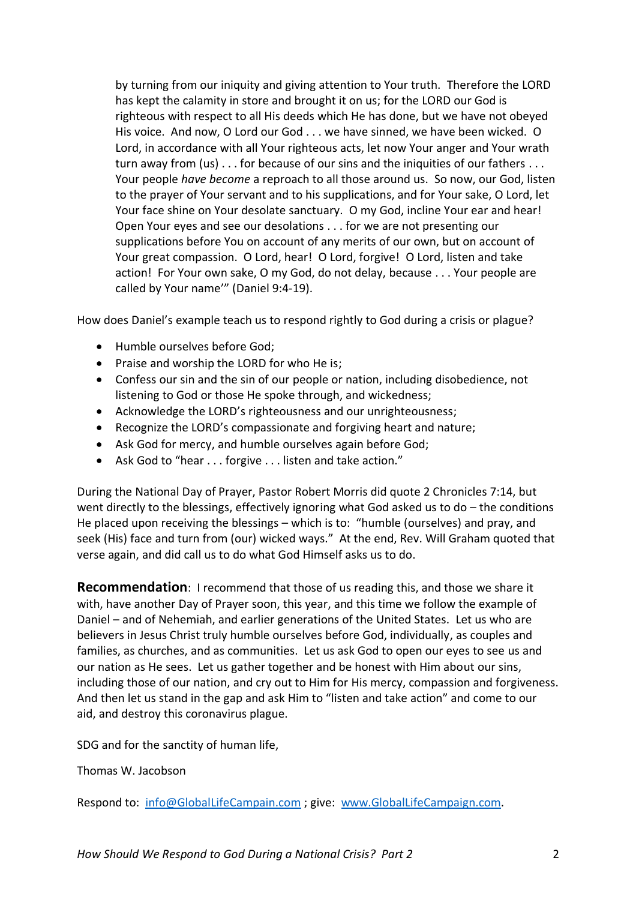by turning from our iniquity and giving attention to Your truth. Therefore the LORD has kept the calamity in store and brought it on us; for the LORD our God is righteous with respect to all His deeds which He has done, but we have not obeyed His voice. And now, O Lord our God . . . we have sinned, we have been wicked. O Lord, in accordance with all Your righteous acts, let now Your anger and Your wrath turn away from (us) . . . for because of our sins and the iniquities of our fathers . . . Your people *have become* a reproach to all those around us. So now, our God, listen to the prayer of Your servant and to his supplications, and for Your sake, O Lord, let Your face shine on Your desolate sanctuary. O my God, incline Your ear and hear! Open Your eyes and see our desolations . . . for we are not presenting our supplications before You on account of any merits of our own, but on account of Your great compassion. O Lord, hear! O Lord, forgive! O Lord, listen and take action! For Your own sake, O my God, do not delay, because . . . Your people are called by Your name'" (Daniel 9:4-19).

How does Daniel's example teach us to respond rightly to God during a crisis or plague?

- Humble ourselves before God;
- Praise and worship the LORD for who He is;
- Confess our sin and the sin of our people or nation, including disobedience, not listening to God or those He spoke through, and wickedness;
- Acknowledge the LORD's righteousness and our unrighteousness;
- Recognize the LORD's compassionate and forgiving heart and nature;
- Ask God for mercy, and humble ourselves again before God;
- Ask God to "hear . . . forgive . . . listen and take action."

During the National Day of Prayer, Pastor Robert Morris did quote 2 Chronicles 7:14, but went directly to the blessings, effectively ignoring what God asked us to do – the conditions He placed upon receiving the blessings – which is to: "humble (ourselves) and pray, and seek (His) face and turn from (our) wicked ways." At the end, Rev. Will Graham quoted that verse again, and did call us to do what God Himself asks us to do.

**Recommendation**: I recommend that those of us reading this, and those we share it with, have another Day of Prayer soon, this year, and this time we follow the example of Daniel – and of Nehemiah, and earlier generations of the United States. Let us who are believers in Jesus Christ truly humble ourselves before God, individually, as couples and families, as churches, and as communities. Let us ask God to open our eyes to see us and our nation as He sees. Let us gather together and be honest with Him about our sins, including those of our nation, and cry out to Him for His mercy, compassion and forgiveness. And then let us stand in the gap and ask Him to "listen and take action" and come to our aid, and destroy this coronavirus plague.

SDG and for the sanctity of human life,

Thomas W. Jacobson

Respond to: info@GlobalLifeCampain.com ; give: www.GlobalLifeCampaign.com.